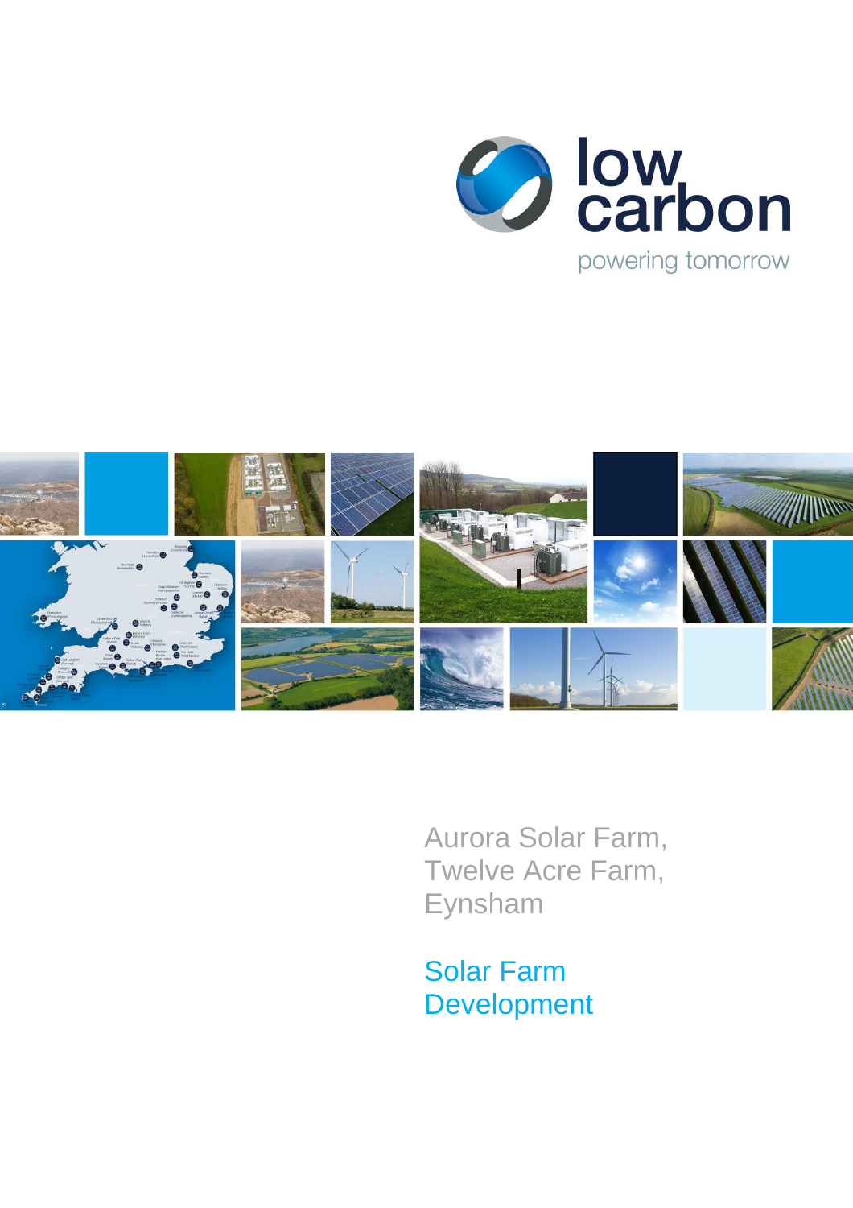low carbon

powering tomorrow

Aurora Solar Farm, Twelve Acre Farm, Eynsham

# Solar Farm Development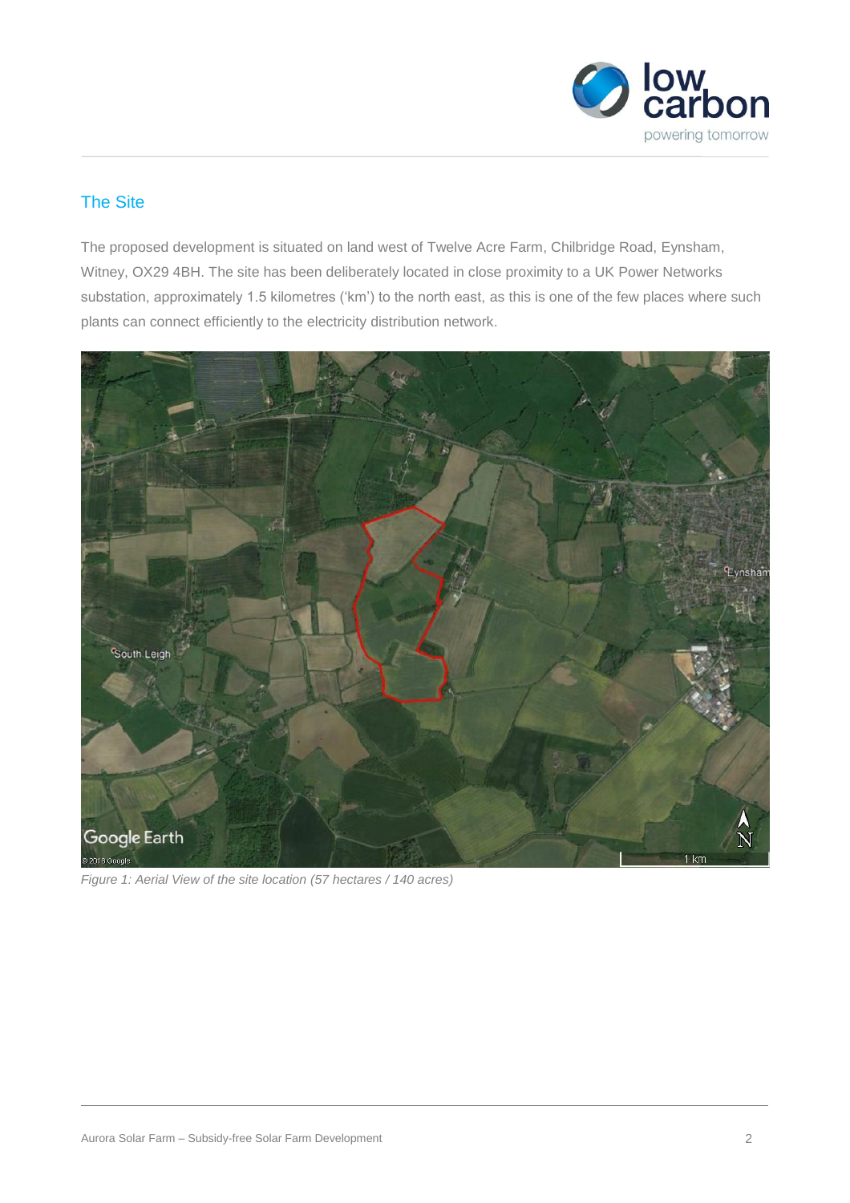## The Site

The proposed development is situated on land west of Twelve Acre Farm, Chilbridge Road, Eynsham, Witney, OX29 4BH. The site has been deliberately located in close proximity to a UK Power Networks substation, approximately 1.5 kilometres ('km') to the north east, as this is one of the few places where such plants can connect efficiently to the electricity distribution network.

*Figure 1: Aerial View of the site location (57 hectares / 140 acres)*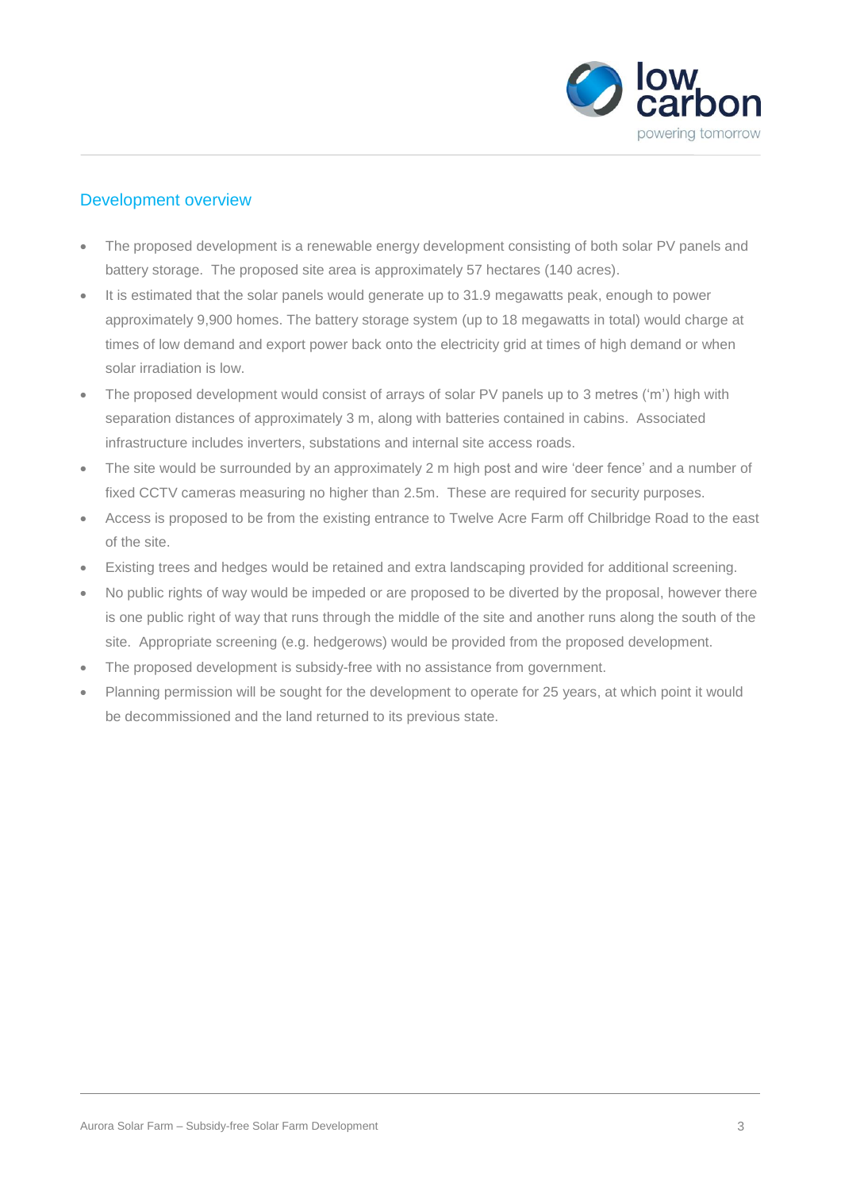## Development overview

- The proposed development is a renewable energy development consisting of both solar PV panels and battery storage. The proposed site area is approximately 57 hectares (140 acres).
- It is estimated that the solar panels would generate up to 31.9 megawatts peak, enough to power approximately 9,900 homes. The battery storage system (up to 18 megawatts in total) would charge at times of low demand and export power back onto the electricity grid at times of high demand or when solar irradiation is low.
- The proposed development would consist of arrays of solar PV panels up to 3 metres ('m') high with separation distances of approximately 3 m, along with batteries contained in cabins. Associated infrastructure includes inverters, substations and internal site access roads.
- The site would be surrounded by an approximately 2 m high post and wire 'deer fence' and a number of fixed CCTV cameras measuring no higher than 2.5m. These are required for security purposes.
- Access is proposed to be from the existing entrance to Twelve Acre Farm off Chilbridge Road to the east of the site.
- Existing trees and hedges would be retained and extra landscaping provided for additional screening.
- No public rights of way would be impeded or are proposed to be diverted by the proposal, however there is one public right of way that runs through the middle of the site and another runs along the south of the site. Appropriate screening (e.g. hedgerows) would be provided from the proposed development.
- The proposed development is subsidy-free with no assistance from government.
- Planning permission will be sought for the development to operate for 25 years, at which point it would be decommissioned and the land returned to its previous state.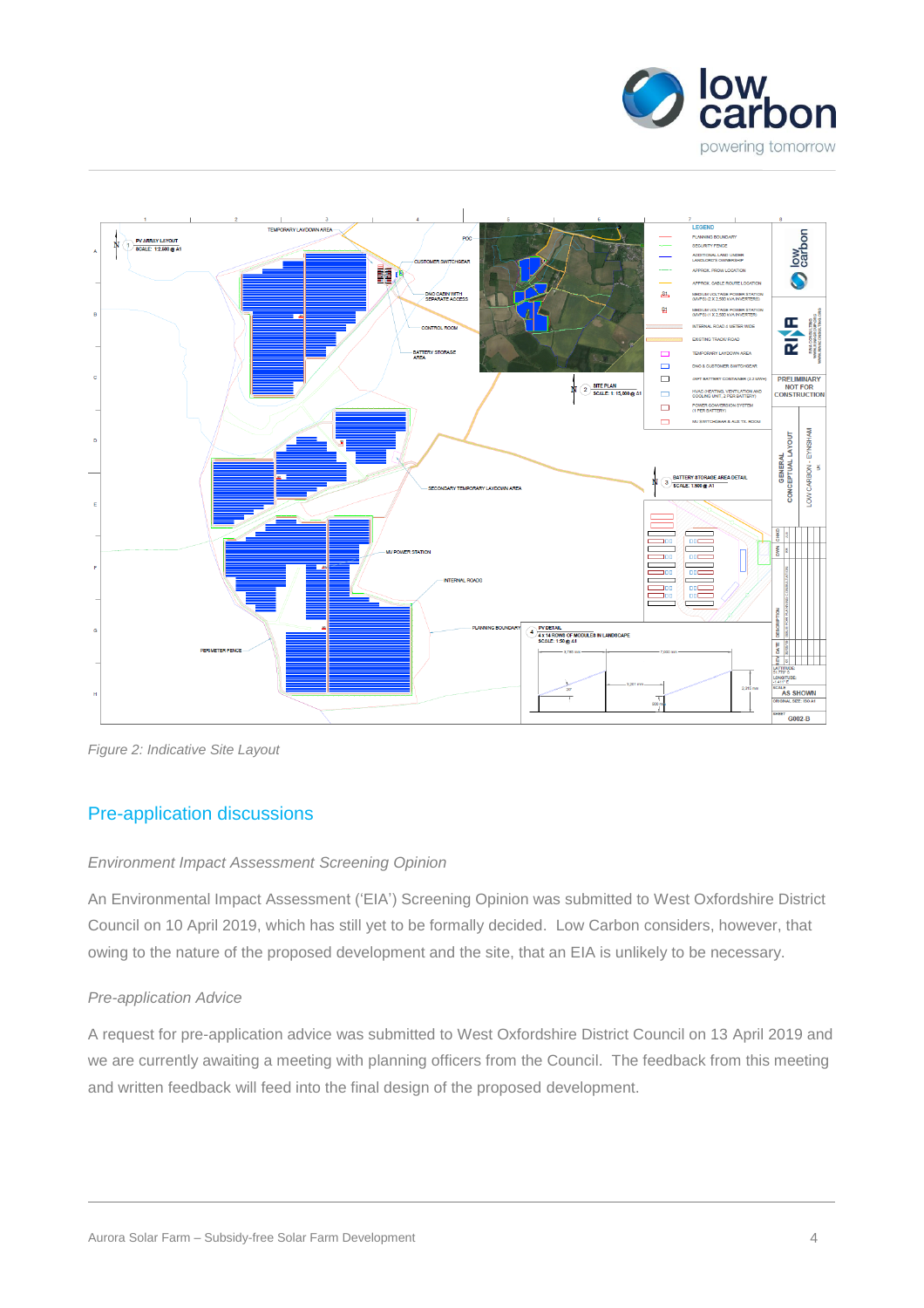*Figure 2: Indicative Site Layout*

## Pre-application discussions

*Environment Impact Assessment Screening Opinion*

An Environmental Impact Assessment ('EIA') Screening Opinion was submitted to West Oxfordshire District Council on 10 April 2019, which has still yet to be formally decided. Low Carbon considers, however, that owing to the nature of the proposed development and the site, that an EIA is unlikely to be necessary.

*Pre-application Advice*

A request for pre-application advice was submitted to West Oxfordshire District Council on 13 April 2019 and we are currently awaiting a meeting with planning officers from the Council. The feedback from this meeting and written feedback will feed into the final design of the proposed development.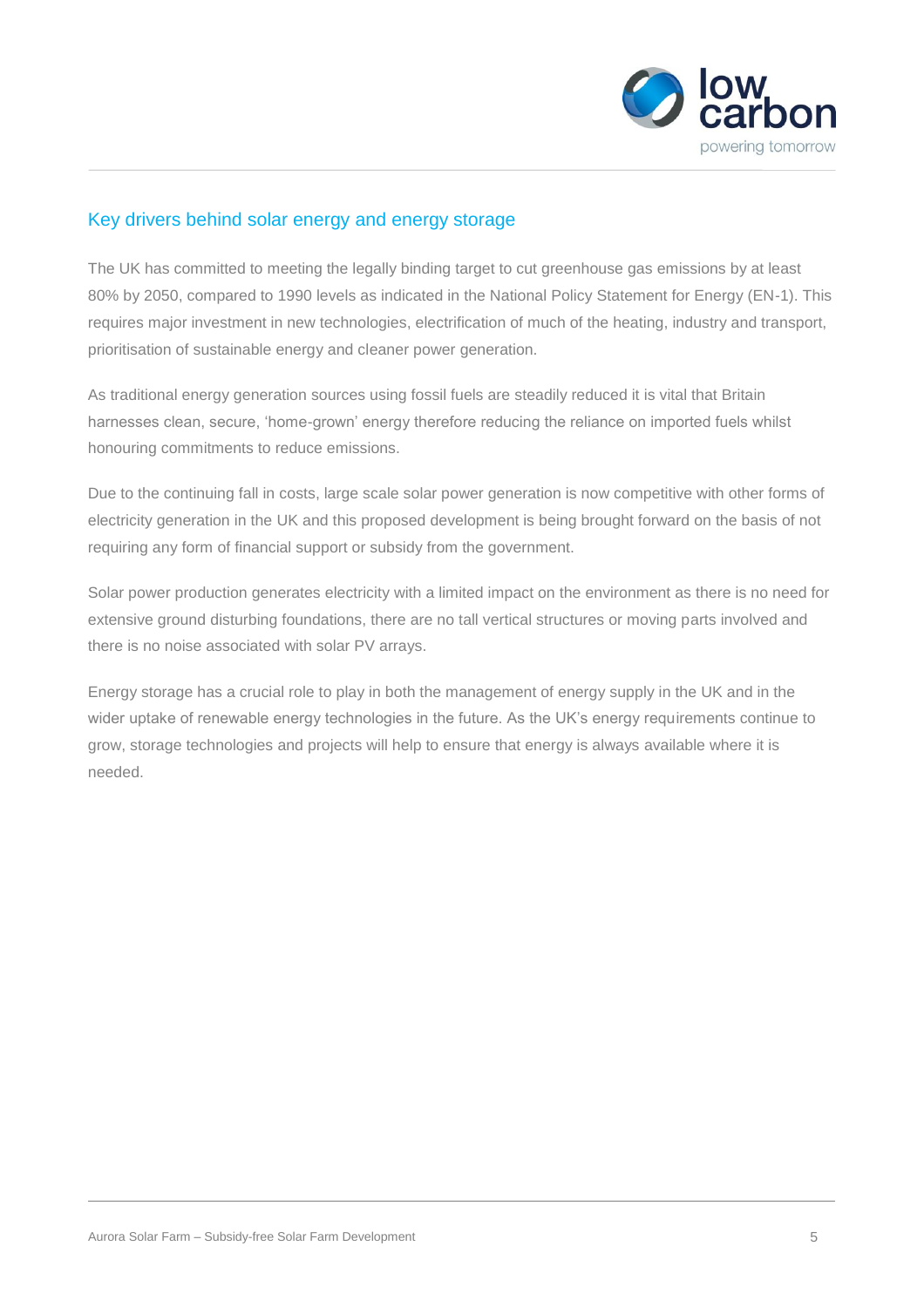## Key drivers behind solar energy and energy storage

The UK has committed to meeting the legally binding target to cut greenhouse gas emissions by at least 80% by 2050, compared to 1990 levels as indicated in the National Policy Statement for Energy (EN-1). This requires major investment in new technologies, electrification of much of the heating, industry and transport, prioritisation of sustainable energy and cleaner power generation.

As traditional energy generation sources using fossil fuels are steadily reduced it is vital that Britain harnesses clean, secure, 'home-grown' energy therefore reducing the reliance on imported fuels whilst honouring commitments to reduce emissions.

Due to the continuing fall in costs, large scale solar power generation is now competitive with other forms of electricity generation in the UK and this proposed development is being brought forward on the basis of not requiring any form of financial support or subsidy from the government.

Solar power production generates electricity with a limited impact on the environment as there is no need for extensive ground disturbing foundations, there are no tall vertical structures or moving parts involved and there is no noise associated with solar PV arrays.

Energy storage has a crucial role to play in both the management of energy supply in the UK and in the wider uptake of renewable energy technologies in the future. As the UK's energy requirements continue to grow, storage technologies and projects will help to ensure that energy is always available where it is needed.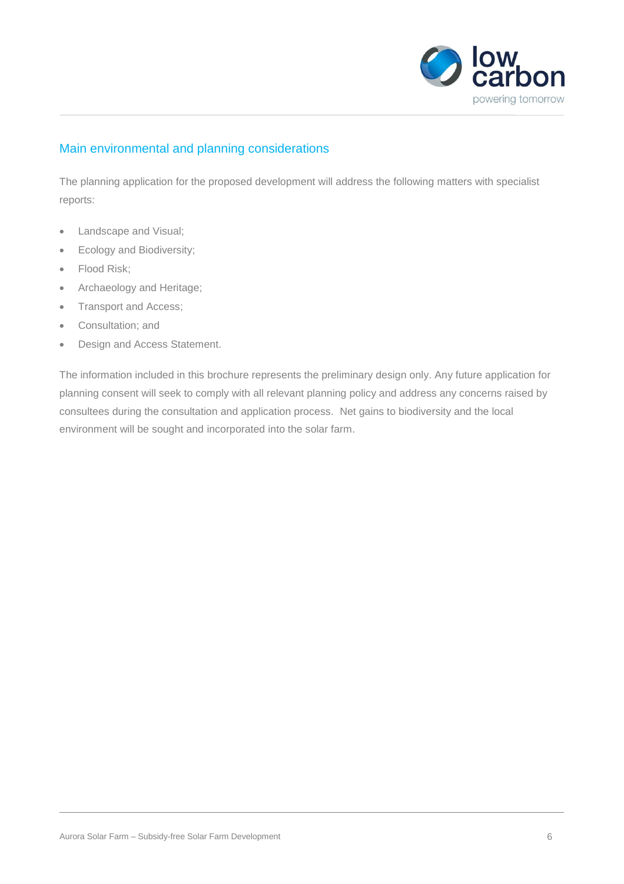## Main environmental and planning considerations

The planning application for the proposed development will address the following matters with specialist reports:

- Landscape and Visual;
- Ecology and Biodiversity;
- Flood Risk;
- Archaeology and Heritage;
- Transport and Access;
- Consultation; and
- Design and Access Statement.

The information included in this brochure represents the preliminary design only. Any future application for planning consent will seek to comply with all relevant planning policy and address any concerns raised by consultees during the consultation and application process. Net gains to biodiversity and the local environment will be sought and incorporated into the solar farm.